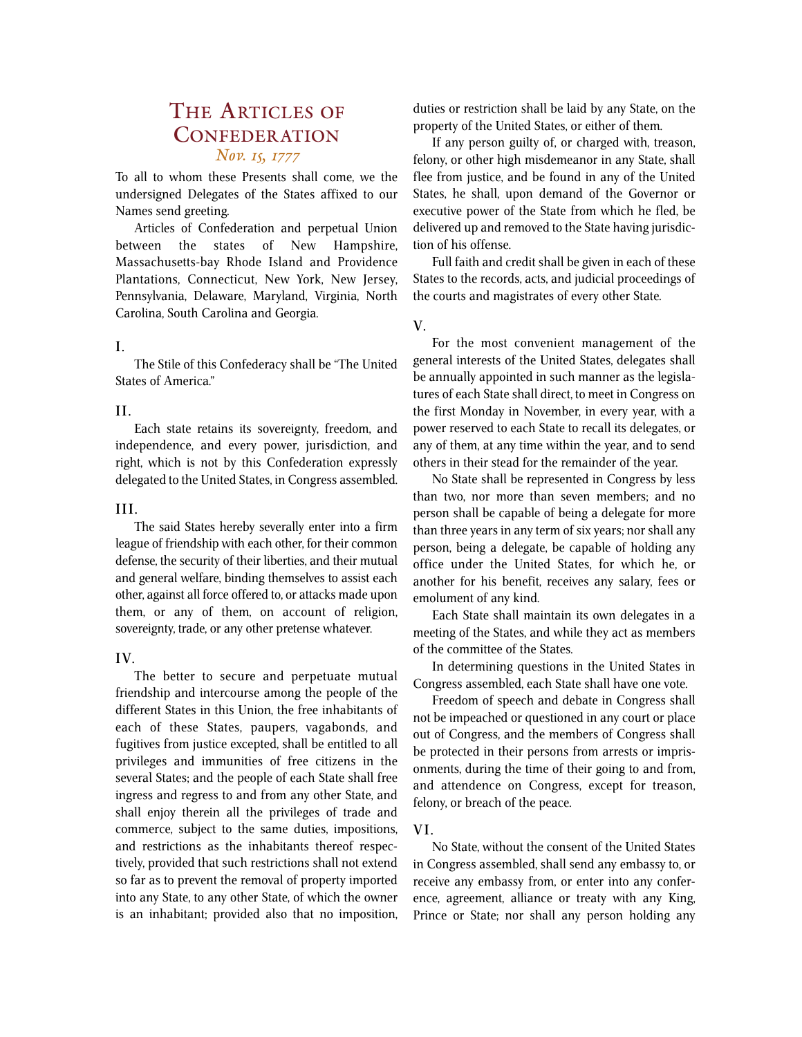# The Articles of Confederation

*Nov. 15, 1777*

To all to whom these Presents shall come, we the undersigned Delegates of the States affixed to our Names send greeting.

Articles of Confederation and perpetual Union between the states of New Hampshire, Massachusetts-bay Rhode Island and Providence Plantations, Connecticut, New York, New Jersey, Pennsylvania, Delaware, Maryland, Virginia, North Carolina, South Carolina and Georgia.

## I.

The Stile of this Confederacy shall be "The United States of America."

## II.

Each state retains its sovereignty, freedom, and independence, and every power, jurisdiction, and right, which is not by this Confederation expressly delegated to the United States, in Congress assembled.

## III.

The said States hereby severally enter into a firm league of friendship with each other, for their common defense, the security of their liberties, and their mutual and general welfare, binding themselves to assist each other, against all force offered to, or attacks made upon them, or any of them, on account of religion, sovereignty, trade, or any other pretense whatever.

## IV.

The better to secure and perpetuate mutual friendship and intercourse among the people of the different States in this Union, the free inhabitants of each of these States, paupers, vagabonds, and fugitives from justice excepted, shall be entitled to all privileges and immunities of free citizens in the several States; and the people of each State shall free ingress and regress to and from any other State, and shall enjoy therein all the privileges of trade and commerce, subject to the same duties, impositions, and restrictions as the inhabitants thereof respectively, provided that such restrictions shall not extend so far as to prevent the removal of property imported into any State, to any other State, of which the owner is an inhabitant; provided also that no imposition, duties or restriction shall be laid by any State, on the property of the United States, or either of them.

If any person guilty of, or charged with, treason, felony, or other high misdemeanor in any State, shall flee from justice, and be found in any of the United States, he shall, upon demand of the Governor or executive power of the State from which he fled, be delivered up and removed to the State having jurisdiction of his offense.

Full faith and credit shall be given in each of these States to the records, acts, and judicial proceedings of the courts and magistrates of every other State.

## V.

For the most convenient management of the general interests of the United States, delegates shall be annually appointed in such manner as the legislatures of each State shall direct, to meet in Congress on the first Monday in November, in every year, with a power reserved to each State to recall its delegates, or any of them, at any time within the year, and to send others in their stead for the remainder of the year.

No State shall be represented in Congress by less than two, nor more than seven members; and no person shall be capable of being a delegate for more than three years in any term of six years; nor shall any person, being a delegate, be capable of holding any office under the United States, for which he, or another for his benefit, receives any salary, fees or emolument of any kind.

Each State shall maintain its own delegates in a meeting of the States, and while they act as members of the committee of the States.

In determining questions in the United States in Congress assembled, each State shall have one vote.

Freedom of speech and debate in Congress shall not be impeached or questioned in any court or place out of Congress, and the members of Congress shall be protected in their persons from arrests or imprisonments, during the time of their going to and from, and attendence on Congress, except for treason, felony, or breach of the peace.

## VI.

No State, without the consent of the United States in Congress assembled, shall send any embassy to, or receive any embassy from, or enter into any conference, agreement, alliance or treaty with any King, Prince or State; nor shall any person holding any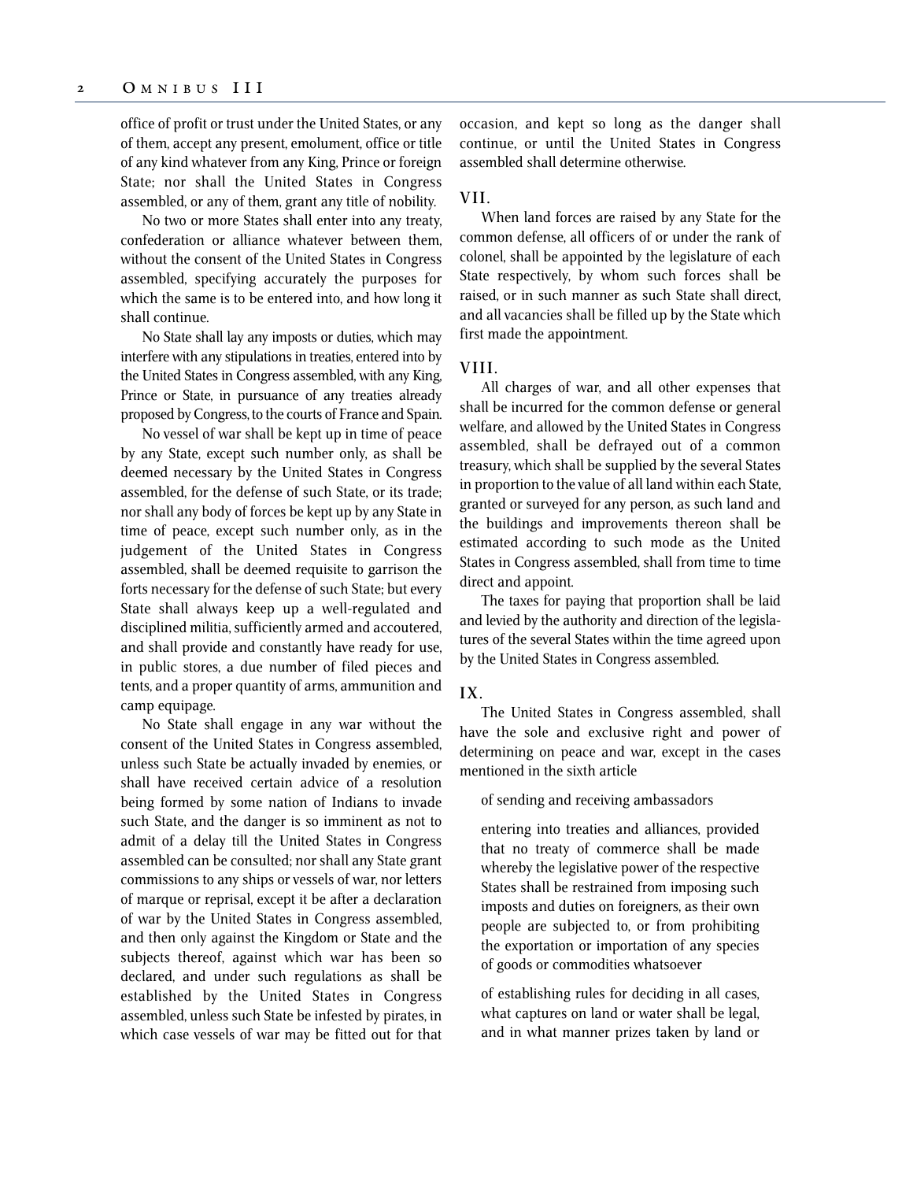office of profit or trust under the United States, or any of them, accept any present, emolument, office or title of any kind whatever from any King, Prince or foreign State; nor shall the United States in Congress assembled, or any of them, grant any title of nobility.

No two or more States shall enter into any treaty, confederation or alliance whatever between them, without the consent of the United States in Congress assembled, specifying accurately the purposes for which the same is to be entered into, and how long it shall continue.

No State shall lay any imposts or duties, which may interfere with any stipulations in treaties, entered into by the United States in Congress assembled, with any King, Prince or State, in pursuance of any treaties already proposed by Congress, to the courts of France and Spain.

No vessel of war shall be kept up in time of peace by any State, except such number only, as shall be deemed necessary by the United States in Congress assembled, for the defense of such State, or its trade; nor shall any body of forces be kept up by any State in time of peace, except such number only, as in the judgement of the United States in Congress assembled, shall be deemed requisite to garrison the forts necessary for the defense of such State; but every State shall always keep up a well-regulated and disciplined militia, sufficiently armed and accoutered, and shall provide and constantly have ready for use, in public stores, a due number of filed pieces and tents, and a proper quantity of arms, ammunition and camp equipage.

No State shall engage in any war without the consent of the United States in Congress assembled, unless such State be actually invaded by enemies, or shall have received certain advice of a resolution being formed by some nation of Indians to invade such State, and the danger is so imminent as not to admit of a delay till the United States in Congress assembled can be consulted; nor shall any State grant commissions to any ships or vessels of war, nor letters of marque or reprisal, except it be after a declaration of war by the United States in Congress assembled, and then only against the Kingdom or State and the subjects thereof, against which war has been so declared, and under such regulations as shall be established by the United States in Congress assembled, unless such State be infested by pirates, in which case vessels of war may be fitted out for that occasion, and kept so long as the danger shall continue, or until the United States in Congress assembled shall determine otherwise.

## VII.

When land forces are raised by any State for the common defense, all officers of or under the rank of colonel, shall be appointed by the legislature of each State respectively, by whom such forces shall be raised, or in such manner as such State shall direct, and all vacancies shall be filled up by the State which first made the appointment.

## VIII.

All charges of war, and all other expenses that shall be incurred for the common defense or general welfare, and allowed by the United States in Congress assembled, shall be defrayed out of a common treasury, which shall be supplied by the several States in proportion to the value of all land within each State, granted or surveyed for any person, as such land and the buildings and improvements thereon shall be estimated according to such mode as the United States in Congress assembled, shall from time to time direct and appoint.

The taxes for paying that proportion shall be laid and levied by the authority and direction of the legislatures of the several States within the time agreed upon by the United States in Congress assembled.

## IX.

The United States in Congress assembled, shall have the sole and exclusive right and power of determining on peace and war, except in the cases mentioned in the sixth article

> of sending and receiving ambassadors
>
> entering into treaties and alliances, provided that no treaty of commerce shall be made whereby the legislative power of the respective States shall be restrained from imposing such imposts and duties on foreigners, as their own people are subjected to, or from prohibiting the exportation or importation of any species of goods or commodities whatsoever
>
> of establishing rules for deciding in all cases, what captures on land or water shall be legal, and in what manner prizes taken by land or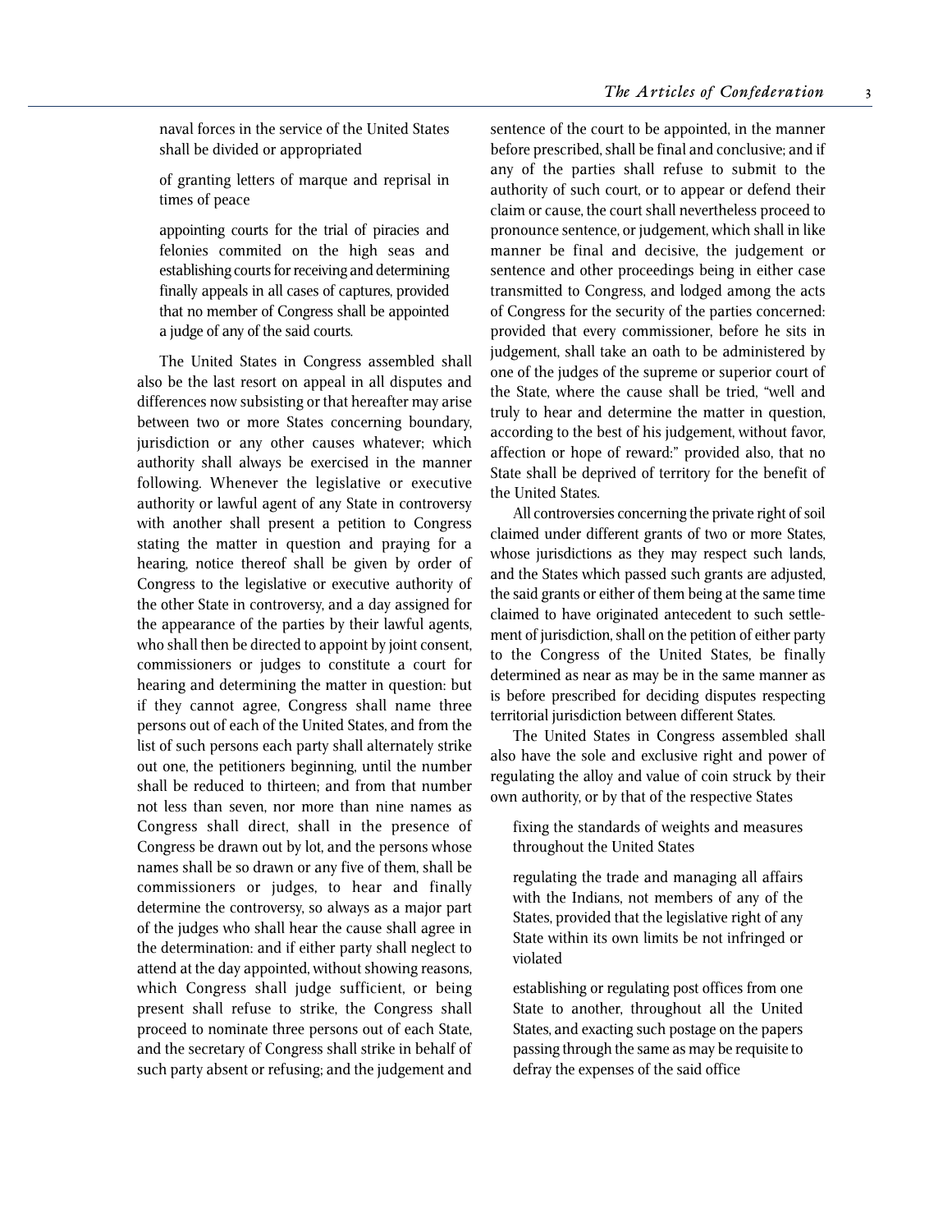naval forces in the service of the United States shall be divided or appropriated

of granting letters of marque and reprisal in times of peace

appointing courts for the trial of piracies and felonies commited on the high seas and establishing courts for receiving and determining finally appeals in all cases of captures, provided that no member of Congress shall be appointed a judge of any of the said courts.

The United States in Congress assembled shall also be the last resort on appeal in all disputes and differences now subsisting or that hereafter may arise between two or more States concerning boundary, jurisdiction or any other causes whatever; which authority shall always be exercised in the manner following. Whenever the legislative or executive authority or lawful agent of any State in controversy with another shall present a petition to Congress stating the matter in question and praying for a hearing, notice thereof shall be given by order of Congress to the legislative or executive authority of the other State in controversy, and a day assigned for the appearance of the parties by their lawful agents, who shall then be directed to appoint by joint consent, commissioners or judges to constitute a court for hearing and determining the matter in question: but if they cannot agree, Congress shall name three persons out of each of the United States, and from the list of such persons each party shall alternately strike out one, the petitioners beginning, until the number shall be reduced to thirteen; and from that number not less than seven, nor more than nine names as Congress shall direct, shall in the presence of Congress be drawn out by lot, and the persons whose names shall be so drawn or any five of them, shall be commissioners or judges, to hear and finally determine the controversy, so always as a major part of the judges who shall hear the cause shall agree in the determination: and if either party shall neglect to attend at the day appointed, without showing reasons, which Congress shall judge sufficient, or being present shall refuse to strike, the Congress shall proceed to nominate three persons out of each State, and the secretary of Congress shall strike in behalf of such party absent or refusing; and the judgement and sentence of the court to be appointed, in the manner before prescribed, shall be final and conclusive; and if any of the parties shall refuse to submit to the authority of such court, or to appear or defend their claim or cause, the court shall nevertheless proceed to pronounce sentence, or judgement, which shall in like manner be final and decisive, the judgement or sentence and other proceedings being in either case transmitted to Congress, and lodged among the acts of Congress for the security of the parties concerned: provided that every commissioner, before he sits in judgement, shall take an oath to be administered by one of the judges of the supreme or superior court of the State, where the cause shall be tried, "well and truly to hear and determine the matter in question, according to the best of his judgement, without favor, affection or hope of reward:" provided also, that no State shall be deprived of territory for the benefit of the United States.

All controversies concerning the private right of soil claimed under different grants of two or more States, whose jurisdictions as they may respect such lands, and the States which passed such grants are adjusted, the said grants or either of them being at the same time claimed to have originated antecedent to such settlement of jurisdiction, shall on the petition of either party to the Congress of the United States, be finally determined as near as may be in the same manner as is before prescribed for deciding disputes respecting territorial jurisdiction between different States.

The United States in Congress assembled shall also have the sole and exclusive right and power of regulating the alloy and value of coin struck by their own authority, or by that of the respective States

fixing the standards of weights and measures throughout the United States

regulating the trade and managing all affairs with the Indians, not members of any of the States, provided that the legislative right of any State within its own limits be not infringed or violated

establishing or regulating post offices from one State to another, throughout all the United States, and exacting such postage on the papers passing through the same as may be requisite to defray the expenses of the said office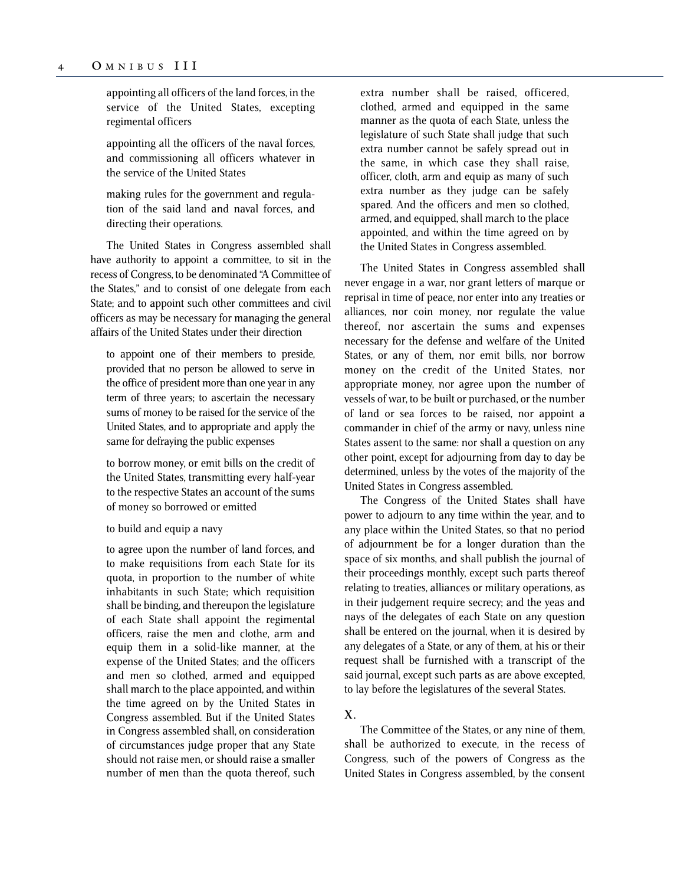appointing all officers of the land forces, in the service of the United States, excepting regimental officers

appointing all the officers of the naval forces, and commissioning all officers whatever in the service of the United States

making rules for the government and regulation of the said land and naval forces, and directing their operations.

The United States in Congress assembled shall have authority to appoint a committee, to sit in the recess of Congress, to be denominated "A Committee of the States," and to consist of one delegate from each State; and to appoint such other committees and civil officers as may be necessary for managing the general affairs of the United States under their direction

to appoint one of their members to preside, provided that no person be allowed to serve in the office of president more than one year in any term of three years; to ascertain the necessary sums of money to be raised for the service of the United States, and to appropriate and apply the same for defraying the public expenses

to borrow money, or emit bills on the credit of the United States, transmitting every half-year to the respective States an account of the sums of money so borrowed or emitted

to build and equip a navy

to agree upon the number of land forces, and to make requisitions from each State for its quota, in proportion to the number of white inhabitants in such State; which requisition shall be binding, and thereupon the legislature of each State shall appoint the regimental officers, raise the men and clothe, arm and equip them in a solid-like manner, at the expense of the United States; and the officers and men so clothed, armed and equipped shall march to the place appointed, and within the time agreed on by the United States in Congress assembled. But if the United States in Congress assembled shall, on consideration of circumstances judge proper that any State should not raise men, or should raise a smaller number of men than the quota thereof, such extra number shall be raised, officered, clothed, armed and equipped in the same manner as the quota of each State, unless the legislature of such State shall judge that such extra number cannot be safely spread out in the same, in which case they shall raise, officer, cloth, arm and equip as many of such extra number as they judge can be safely spared. And the officers and men so clothed, armed, and equipped, shall march to the place appointed, and within the time agreed on by the United States in Congress assembled.

The United States in Congress assembled shall never engage in a war, nor grant letters of marque or reprisal in time of peace, nor enter into any treaties or alliances, nor coin money, nor regulate the value thereof, nor ascertain the sums and expenses necessary for the defense and welfare of the United States, or any of them, nor emit bills, nor borrow money on the credit of the United States, nor appropriate money, nor agree upon the number of vessels of war, to be built or purchased, or the number of land or sea forces to be raised, nor appoint a commander in chief of the army or navy, unless nine States assent to the same: nor shall a question on any other point, except for adjourning from day to day be determined, unless by the votes of the majority of the United States in Congress assembled.

The Congress of the United States shall have power to adjourn to any time within the year, and to any place within the United States, so that no period of adjournment be for a longer duration than the space of six months, and shall publish the journal of their proceedings monthly, except such parts thereof relating to treaties, alliances or military operations, as in their judgement require secrecy; and the yeas and nays of the delegates of each State on any question shall be entered on the journal, when it is desired by any delegates of a State, or any of them, at his or their request shall be furnished with a transcript of the said journal, except such parts as are above excepted, to lay before the legislatures of the several States.

## X.

The Committee of the States, or any nine of them, shall be authorized to execute, in the recess of Congress, such of the powers of Congress as the United States in Congress assembled, by the consent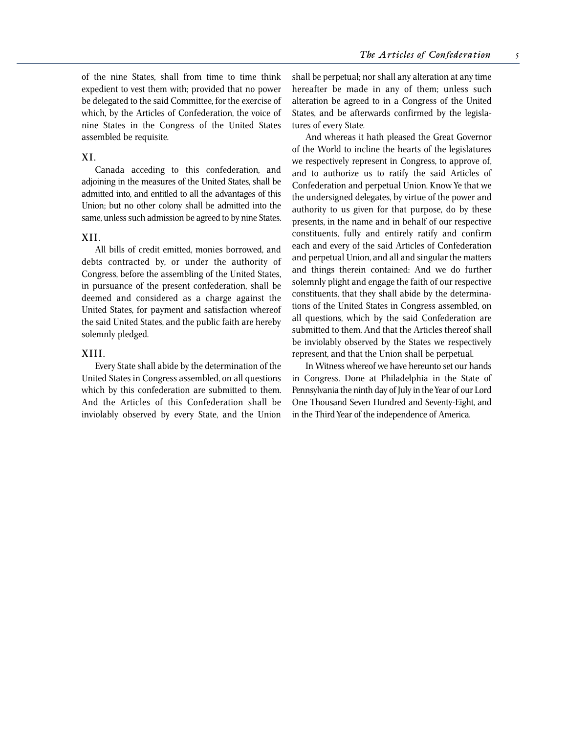of the nine States, shall from time to time think expedient to vest them with; provided that no power be delegated to the said Committee, for the exercise of which, by the Articles of Confederation, the voice of nine States in the Congress of the United States assembled be requisite.

## XI.

Canada acceding to this confederation, and adjoining in the measures of the United States, shall be admitted into, and entitled to all the advantages of this Union; but no other colony shall be admitted into the same, unless such admission be agreed to by nine States.

## XII.

All bills of credit emitted, monies borrowed, and debts contracted by, or under the authority of Congress, before the assembling of the United States, in pursuance of the present confederation, shall be deemed and considered as a charge against the United States, for payment and satisfaction whereof the said United States, and the public faith are hereby solemnly pledged.

## XIII.

Every State shall abide by the determination of the United States in Congress assembled, on all questions which by this confederation are submitted to them. And the Articles of this Confederation shall be inviolably observed by every State, and the Union shall be perpetual; nor shall any alteration at any time hereafter be made in any of them; unless such alteration be agreed to in a Congress of the United States, and be afterwards confirmed by the legislatures of every State.

And whereas it hath pleased the Great Governor of the World to incline the hearts of the legislatures we respectively represent in Congress, to approve of, and to authorize us to ratify the said Articles of Confederation and perpetual Union. Know Ye that we the undersigned delegates, by virtue of the power and authority to us given for that purpose, do by these presents, in the name and in behalf of our respective constituents, fully and entirely ratify and confirm each and every of the said Articles of Confederation and perpetual Union, and all and singular the matters and things therein contained: And we do further solemnly plight and engage the faith of our respective constituents, that they shall abide by the determinations of the United States in Congress assembled, on all questions, which by the said Confederation are submitted to them. And that the Articles thereof shall be inviolably observed by the States we respectively represent, and that the Union shall be perpetual.

In Witness whereof we have hereunto set our hands in Congress. Done at Philadelphia in the State of Pennsylvania the ninth day of July in the Year of our Lord One Thousand Seven Hundred and Seventy-Eight, and in the Third Year of the independence of America.